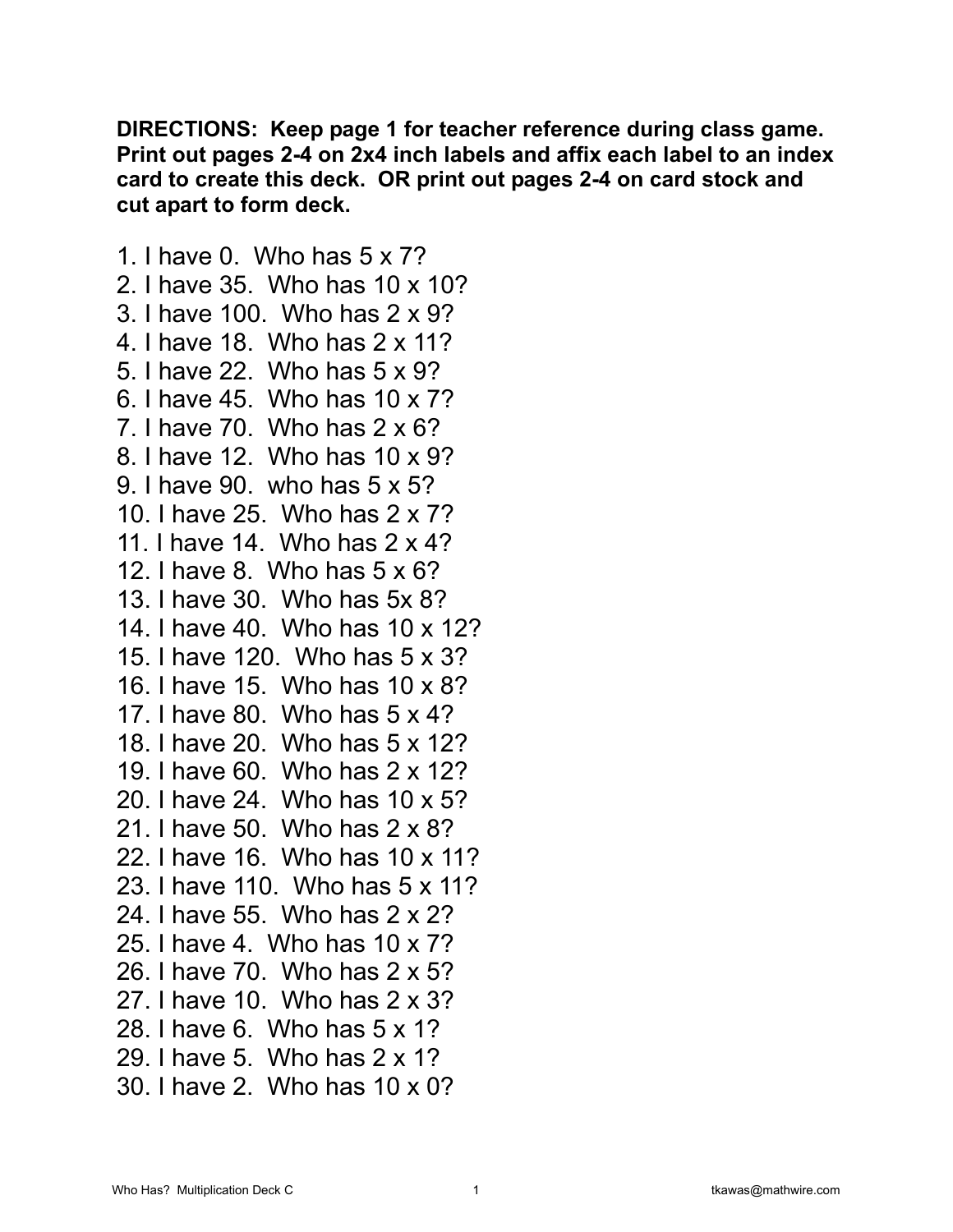**DIRECTIONS: Keep page 1 for teacher reference during class game. Print out pages 2-4 on 2x4 inch labels and affix each label to an index card to create this deck. OR print out pages 2-4 on card stock and cut apart to form deck.**

1. I have 0. Who has 5 x 7?
2. I have 35. Who has 10 x 10?
3. I have 100. Who has 2 x 9?
4. I have 18. Who has 2 x 11?
5. I have 22. Who has 5 x 9?
6. I have 45. Who has 10 x 7?
7. I have 70. Who has 2 x 6?
8. I have 12. Who has 10 x 9?
9. I have 90. who has 5 x 5?
10. I have 25. Who has 2 x 7?
11. I have 14. Who has 2 x 4?
12. I have 8. Who has 5 x 6?
13. I have 30. Who has 5x 8?
14. I have 40. Who has 10 x 12?
15. I have 120. Who has 5 x 3?
16. I have 15. Who has 10 x 8?
17. I have 80. Who has 5 x 4?
18. I have 20. Who has 5 x 12?
19. I have 60. Who has 2 x 12?
20. I have 24. Who has 10 x 5?
21. I have 50. Who has 2 x 8?
22. I have 16. Who has 10 x 11?
23. I have 110. Who has 5 x 11?
24. I have 55. Who has 2 x 2?
25. I have 4. Who has 10 x 7?
26. I have 70. Who has 2 x 5?
27. I have 10. Who has 2 x 3?
28. I have 6. Who has 5 x 1?
29. I have 5. Who has 2 x 1?
30. I have 2. Who has 10 x 0?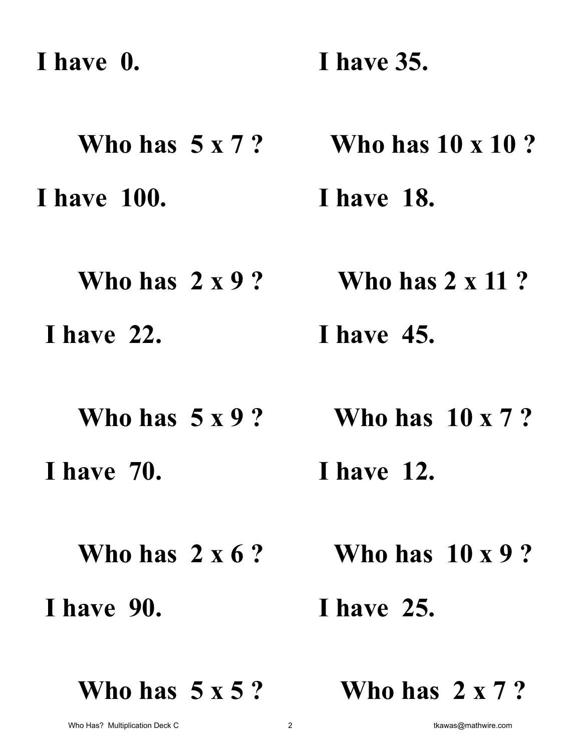**I have 0.**

**Who has $5 \times 7$ ?**

**I have 35.**

**Who has $10 \times 10$ ?**

**I have 100.**

**Who has $2 \times 9$ ?**

**I have 18.**

**Who has $2 \times 11$ ?**

**I have 22.**

**Who has $5 \times 9$ ?**

**I have 45.**

**Who has $10 \times 7$ ?**

**I have 70.**

**Who has $2 \times 6$ ?**

**I have 12.**

**Who has $10 \times 9$ ?**

**I have 90.**

**Who has $5 \times 5$ ?**

**I have 25.**

**Who has $2 \times 7$ ?**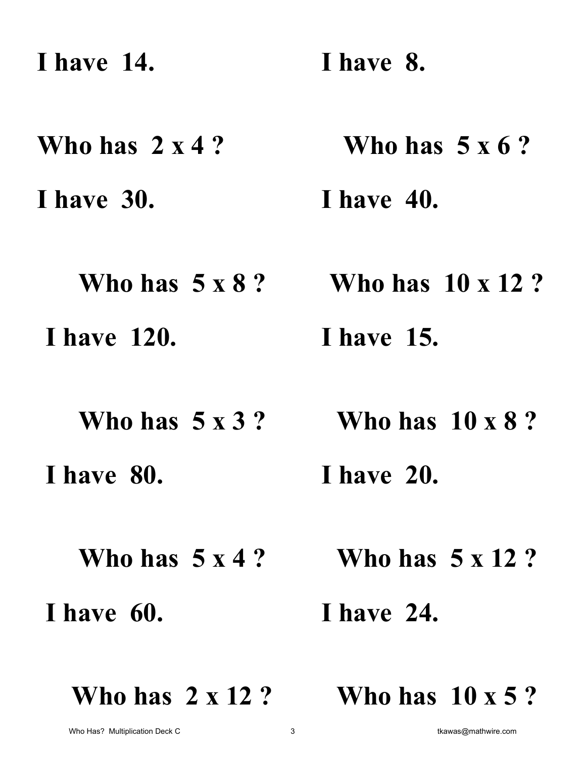I have 14.

Who has 2 x 4 ?

I have 8.

Who has 5 x 6 ?

I have 30.

Who has 5 x 8 ?

I have 40.

Who has 10 x 12 ?

I have 120.

Who has 5 x 3 ?

I have 15.

Who has 10 x 8 ?

I have 80.

Who has 5 x 4 ?

I have 20.

Who has 5 x 12 ?

I have 60.

Who has 2 x 12 ?

I have 24.

Who has 10 x 5 ?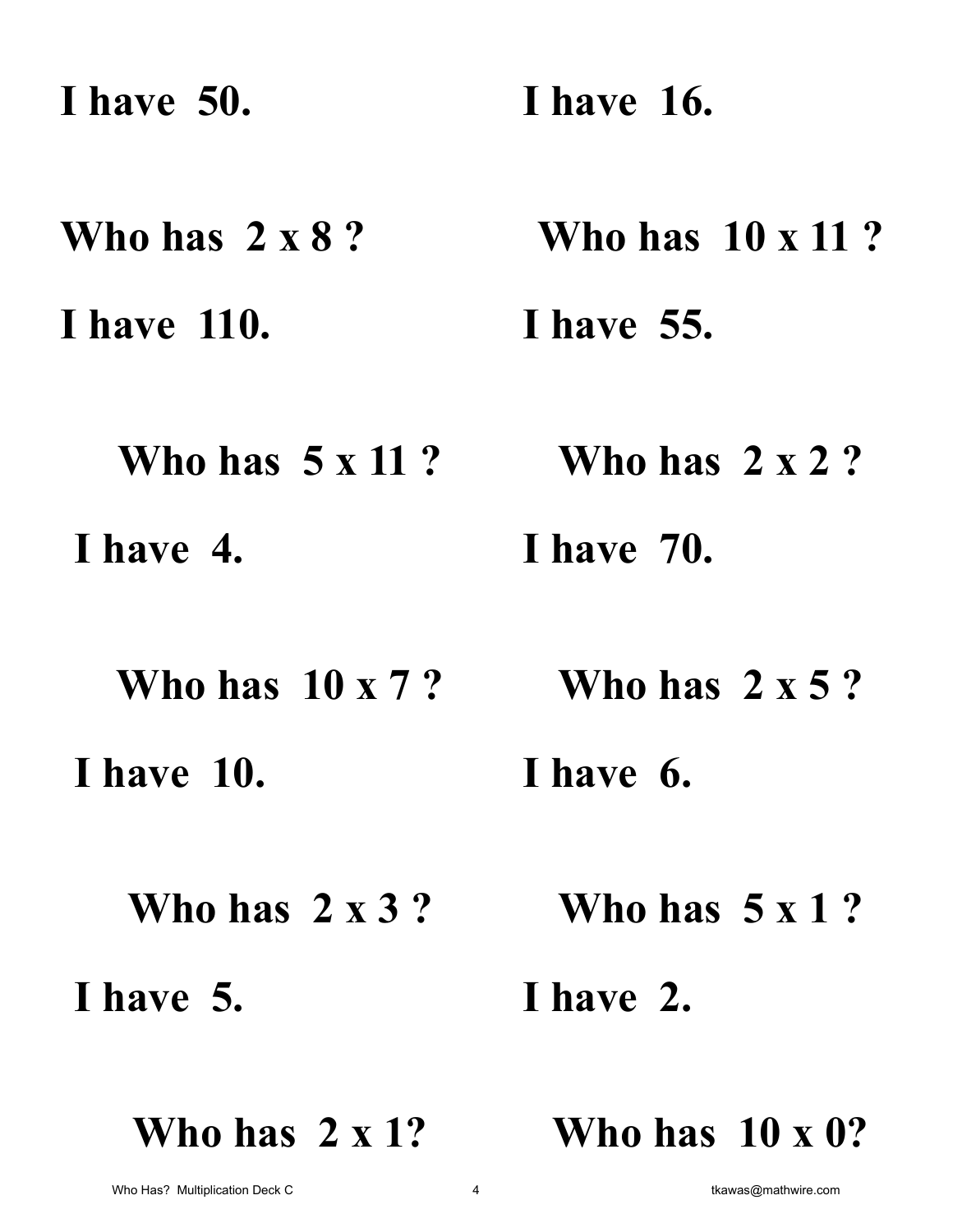I have 50.

Who has 2 x 8 ?

I have 16.

Who has 10 x 11 ?

I have 110.

Who has 5 x 11 ?

I have 55.

Who has 2 x 2 ?

I have 4.

Who has 10 x 7 ?

I have 70.

Who has 2 x 5 ?

I have 10.

Who has 2 x 3 ?

I have 6.

Who has 5 x 1 ?

I have 5.

Who has 2 x 1?

I have 2.

Who has 10 x 0?